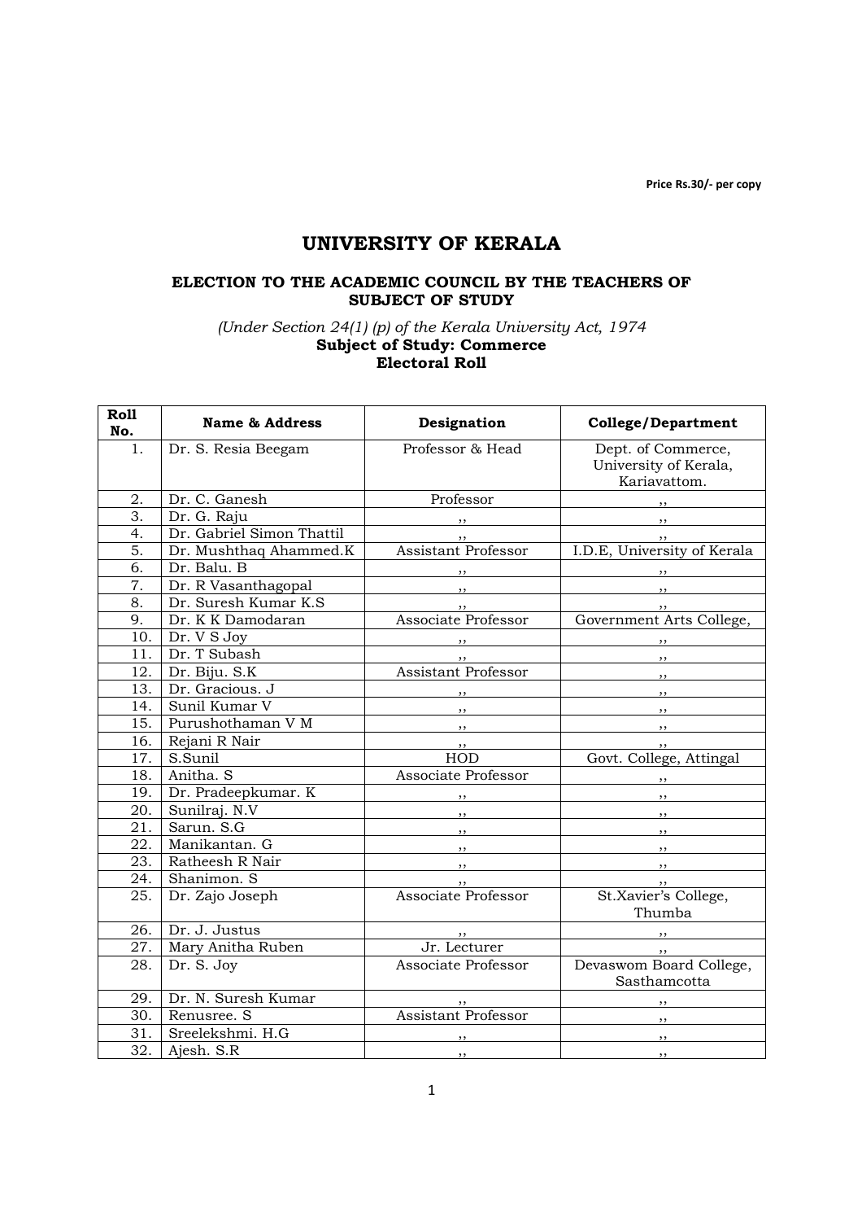Price Rs.30/- per copy

# UNIVERSITY OF KERALA

## ELECTION TO THE ACADEMIC COUNCIL BY THE TEACHERS OF SUBJECT OF STUDY

*(Under Section 24(1) (p) of the Kerala University Act, 1974*

**Subject of Study: Commerce**

**Electoral Roll**

| Roll No. | Name & Address | Designation | College/Department |
|---|---|---|---|
| 1. | Dr. S. Resia Beegam | Professor & Head | Dept. of Commerce, University of Kerala, Kariavattom. |
| 2. | Dr. C. Ganesh | Professor | ,, |
| 3. | Dr. G. Raju | ,, | ,, |
| 4. | Dr. Gabriel Simon Thattil | ,, | ,, |
| 5. | Dr. Mushthaq Ahammed.K | Assistant Professor | I.D.E, University of Kerala |
| 6. | Dr. Balu. B | ,, | ,, |
| 7. | Dr. R Vasanthagopal | ,, | ,, |
| 8. | Dr. Suresh Kumar K.S | ,, | ,, |
| 9. | Dr. K K Damodaran | Associate Professor | Government Arts College, |
| 10. | Dr. V S Joy | ,, | ,, |
| 11. | Dr. T Subash | ,, | ,, |
| 12. | Dr. Biju. S.K | Assistant Professor | ,, |
| 13. | Dr. Gracious. J | ,, | ,, |
| 14. | Sunil Kumar V | ,, | ,, |
| 15. | Purushothaman V M | ,, | ,, |
| 16. | Rejani R Nair | ,, | ,, |
| 17. | S.Sunil | HOD | Govt. College, Attingal |
| 18. | Anitha. S | Associate Professor | ,, |
| 19. | Dr. Pradeepkumar. K | ,, | ,, |
| 20. | Sunilraj. N.V | ,, | ,, |
| 21. | Sarun. S.G | ,, | ,, |
| 22. | Manikantan. G | ,, | ,, |
| 23. | Ratheesh R Nair | ,, | ,, |
| 24. | Shanimon. S | ,, | ,, |
| 25. | Dr. Zajo Joseph | Associate Professor | St.Xavier's College, Thumba |
| 26. | Dr. J. Justus | ,, | ,, |
| 27. | Mary Anitha Ruben | Jr. Lecturer | ,, |
| 28. | Dr. S. Joy | Associate Professor | Devaswom Board College, Sasthamcotta |
| 29. | Dr. N. Suresh Kumar | ,, | ,, |
| 30. | Renusree. S | Assistant Professor | ,, |
| 31. | Sreelekshmi. H.G | ,, | ,, |
| 32. | Ajesh. S.R | ,, | ,, |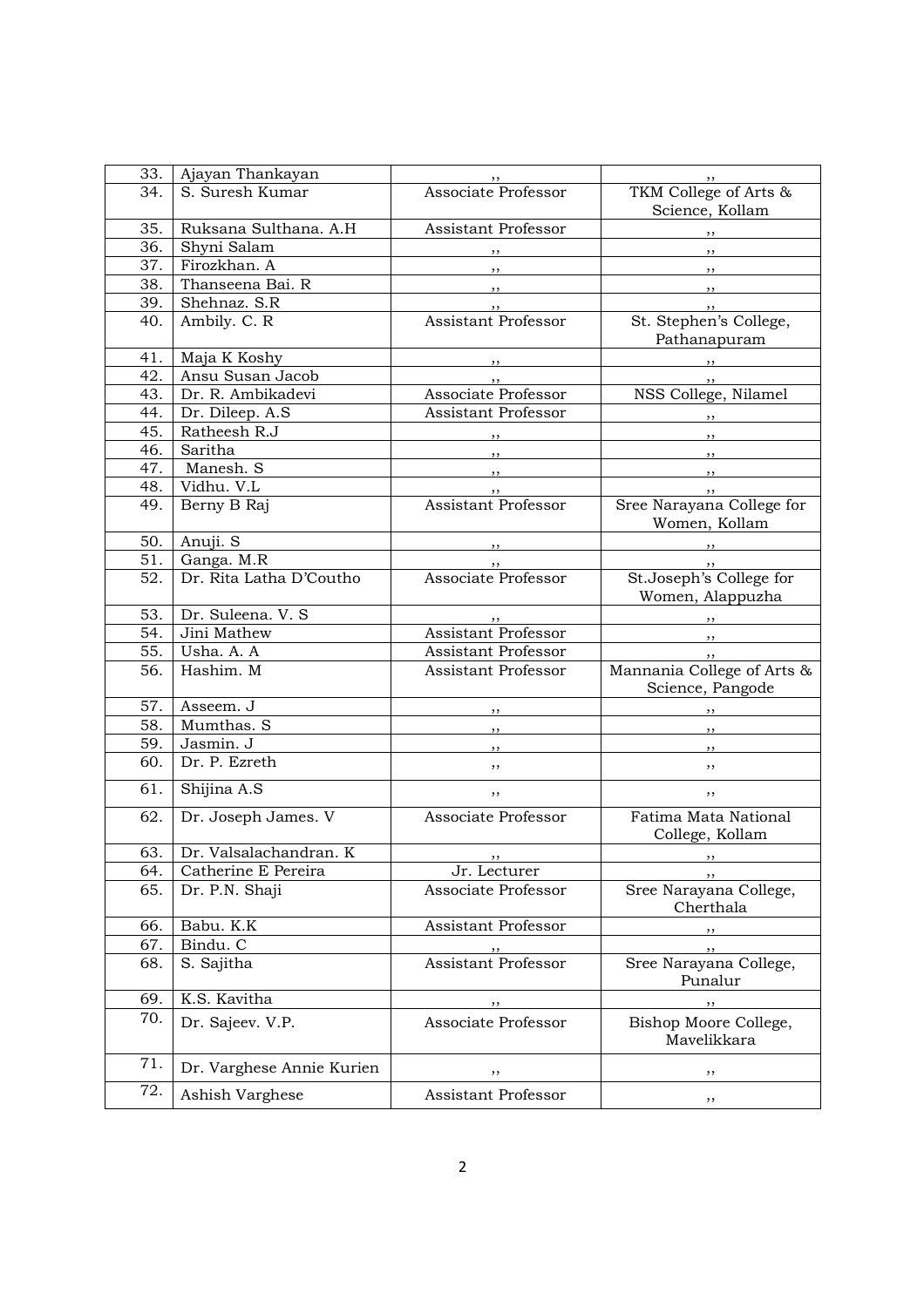| 33. | Ajayan Thankayan | ,, | ,, |
|---|---|---|---|
| 34. | S. Suresh Kumar | Associate Professor | TKM College of Arts & Science, Kollam |
| 35. | Ruksana Sulthana. A.H | Assistant Professor | ,, |
| 36. | Shyni Salam | ,, | ,, |
| 37. | Firozkhan. A | ,, | ,, |
| 38. | Thanseena Bai. R | ,, | ,, |
| 39. | Shehnaz. S.R | ,, | ,, |
| 40. | Ambily. C. R | Assistant Professor | St. Stephen's College, Pathanapuram |
| 41. | Maja K Koshy | ,, | ,, |
| 42. | Ansu Susan Jacob | ,, | ,, |
| 43. | Dr. R. Ambikadevi | Associate Professor | NSS College, Nilamel |
| 44. | Dr. Dileep. A.S | Assistant Professor | ,, |
| 45. | Ratheesh R.J | ,, | ,, |
| 46. | Saritha | ,, | ,, |
| 47. | Manesh. S | ,, | ,, |
| 48. | Vidhu. V.L | ,, | ,, |
| 49. | Berny B Raj | Assistant Professor | Sree Narayana College for Women, Kollam |
| 50. | Anuji. S | ,, | ,, |
| 51. | Ganga. M.R | ,, | ,, |
| 52. | Dr. Rita Latha D'Coutho | Associate Professor | St.Joseph's College for Women, Alappuzha |
| 53. | Dr. Suleena. V. S | ,, | ,, |
| 54. | Jini Mathew | Assistant Professor | ,, |
| 55. | Usha. A. A | Assistant Professor | ,, |
| 56. | Hashim. M | Assistant Professor | Mannania College of Arts & Science, Pangode |
| 57. | Asseem. J | ,, | ,, |
| 58. | Mumthas. S | ,, | ,, |
| 59. | Jasmin. J | ,, | ,, |
| 60. | Dr. P. Ezreth | ,, | ,, |
| 61. | Shijina A.S | ,, | ,, |
| 62. | Dr. Joseph James. V | Associate Professor | Fatima Mata National College, Kollam |
| 63. | Dr. Valsalachandran. K | ,, | ,, |
| 64. | Catherine E Pereira | Jr. Lecturer | ,, |
| 65. | Dr. P.N. Shaji | Associate Professor | Sree Narayana College, Cherthala |
| 66. | Babu. K.K | Assistant Professor | ,, |
| 67. | Bindu. C | ,, | ,, |
| 68. | S. Sajitha | Assistant Professor | Sree Narayana College, Punalur |
| 69. | K.S. Kavitha | ,, | ,, |
| 70. | Dr. Sajeev. V.P. | Associate Professor | Bishop Moore College, Mavelikkara |
| 71. | Dr. Varghese Annie Kurien | ,, | ,, |
| 72. | Ashish Varghese | Assistant Professor | ,, |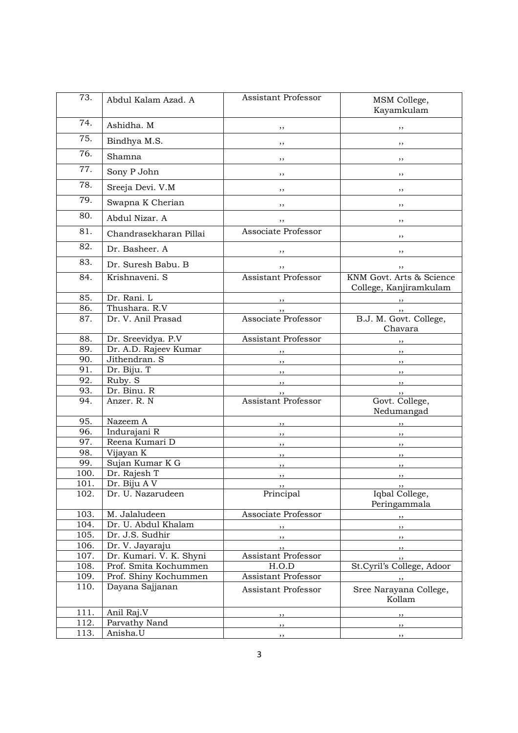| 73. | Abdul Kalam Azad. A | Assistant Professor | MSM College, Kayamkulam |
|---|---|---|---|
| 74. | Ashidha. M | ,, | ,, |
| 75. | Bindhya M.S. | ,, | ,, |
| 76. | Shamna | ,, | ,, |
| 77. | Sony P John | ,, | ,, |
| 78. | Sreeja Devi. V.M | ,, | ,, |
| 79. | Swapna K Cherian | ,, | ,, |
| 80. | Abdul Nizar. A | ,, | ,, |
| 81. | Chandrasekharan Pillai | Associate Professor | ,, |
| 82. | Dr. Basheer. A | ,, | ,, |
| 83. | Dr. Suresh Babu. B | ,, | ,, |
| 84. | Krishnaveni. S | Assistant Professor | KNM Govt. Arts & Science College, Kanjiramkulam |
| 85. | Dr. Rani. L | ,, | ,, |
| 86. | Thushara. R.V | ,, | ,, |
| 87. | Dr. V. Anil Prasad | Associate Professor | B.J. M. Govt. College, Chavara |
| 88. | Dr. Sreevidya. P.V | Assistant Professor | ,, |
| 89. | Dr. A.D. Rajeev Kumar | ,, | ,, |
| 90. | Jithendran. S | ,, | ,, |
| 91. | Dr. Biju. T | ,, | ,, |
| 92. | Ruby. S | ,, | ,, |
| 93. | Dr. Binu. R | ,, | ,, |
| 94. | Anzer. R. N | Assistant Professor | Govt. College, Nedumangad |
| 95. | Nazeem A | ,, | ,, |
| 96. | Indurajani R | ,, | ,, |
| 97. | Reena Kumari D | ,, | ,, |
| 98. | Vijayan K | ,, | ,, |
| 99. | Sujan Kumar K G | ,, | ,, |
| 100. | Dr. Rajesh T | ,, | ,, |
| 101. | Dr. Biju A V | ,, | ,, |
| 102. | Dr. U. Nazarudeen | Principal | Iqbal College, Peringammala |
| 103. | M. Jalaludeen | Associate Professor | ,, |
| 104. | Dr. U. Abdul Khalam | ,, | ,, |
| 105. | Dr. J.S. Sudhir | ,, | ,, |
| 106. | Dr. V. Jayaraju | ,, | ,, |
| 107. | Dr. Kumari. V. K. Shyni | Assistant Professor | ,, |
| 108. | Prof. Smita Kochummen | H.O.D | St.Cyril's College, Adoor |
| 109. | Prof. Shiny Kochummen | Assistant Professor | ,, |
| 110. | Dayana Sajjanan | Assistant Professor | Sree Narayana College, Kollam |
| 111. | Anil Raj.V | ,, | ,, |
| 112. | Parvathy Nand | ,, | ,, |
| 113. | Anisha.U | ,, | ,, |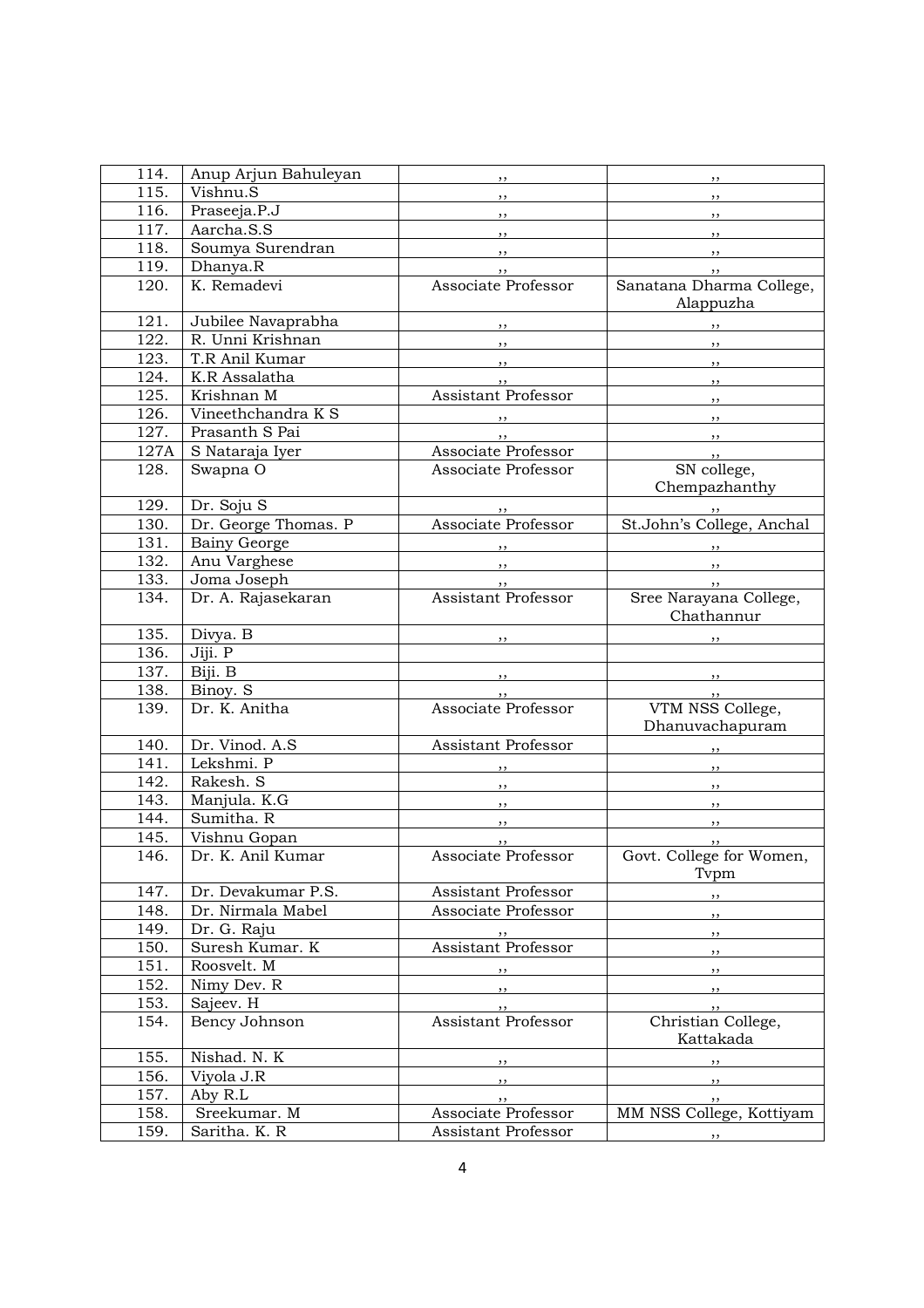| | | | |
|---|---|---|---|
| 114. | Anup Arjun Bahuleyan | ,, | ,, |
| 115. | Vishnu.S | ,, | ,, |
| 116. | Praseeja.P.J | ,, | ,, |
| 117. | Aarcha.S.S | ,, | ,, |
| 118. | Soumya Surendran | ,, | ,, |
| 119. | Dhanya.R | ,, | ,, |
| 120. | K. Remadevi | Associate Professor | Sanatana Dharma College, Alappuzha |
| 121. | Jubilee Navaprabha | ,, | ,, |
| 122. | R. Unni Krishnan | ,, | ,, |
| 123. | T.R Anil Kumar | ,, | ,, |
| 124. | K.R Assalatha | ,, | ,, |
| 125. | Krishnan M | Assistant Professor | ,, |
| 126. | Vineethchandra K S | ,, | ,, |
| 127. | Prasanth S Pai | ,, | ,, |
| 127A | S Nataraja Iyer | Associate Professor | ,, |
| 128. | Swapna O | Associate Professor | SN college, Chempazhanthy |
| 129. | Dr. Soju S | ,, | ,, |
| 130. | Dr. George Thomas. P | Associate Professor | St.John's College, Anchal |
| 131. | Bainy George | ,, | ,, |
| 132. | Anu Varghese | ,, | ,, |
| 133. | Joma Joseph | ,, | ,, |
| 134. | Dr. A. Rajasekaran | Assistant Professor | Sree Narayana College, Chathannur |
| 135. | Divya. B | ,, | ,, |
| 136. | Jiji. P | | |
| 137. | Biji. B | ,, | ,, |
| 138. | Binoy. S | ,, | ,, |
| 139. | Dr. K. Anitha | Associate Professor | VTM NSS College, Dhanuvachapuram |
| 140. | Dr. Vinod. A.S | Assistant Professor | ,, |
| 141. | Lekshmi. P | ,, | ,, |
| 142. | Rakesh. S | ,, | ,, |
| 143. | Manjula. K.G | ,, | ,, |
| 144. | Sumitha. R | ,, | ,, |
| 145. | Vishnu Gopan | ,, | ,, |
| 146. | Dr. K. Anil Kumar | Associate Professor | Govt. College for Women, Tvpm |
| 147. | Dr. Devakumar P.S. | Assistant Professor | ,, |
| 148. | Dr. Nirmala Mabel | Associate Professor | ,, |
| 149. | Dr. G. Raju | ,, | ,, |
| 150. | Suresh Kumar. K | Assistant Professor | ,, |
| 151. | Roosvelt. M | ,, | ,, |
| 152. | Nimy Dev. R | ,, | ,, |
| 153. | Sajeev. H | ,, | ,, |
| 154. | Bency Johnson | Assistant Professor | Christian College, Kattakada |
| 155. | Nishad. N. K | ,, | ,, |
| 156. | Viyola J.R | ,, | ,, |
| 157. | Aby R.L | ,, | ,, |
| 158. | Sreekumar. M | Associate Professor | MM NSS College, Kottiyam |
| 159. | Saritha. K. R | Assistant Professor | ,, |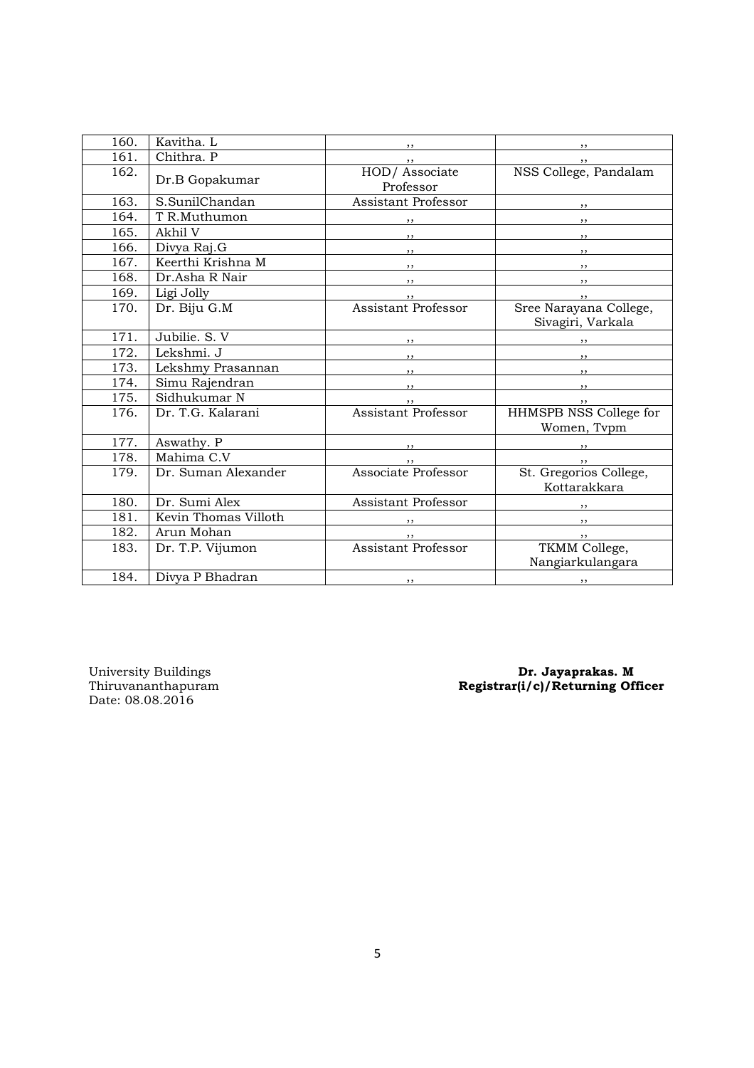| | | | |
|---|---|---|---|
| 160. | Kavitha. L | ,, | ,, |
| 161. | Chithra. P | ,, | ,, |
| 162. | Dr.B Gopakumar | HOD/ Associate Professor | NSS College, Pandalam |
| 163. | S.SunilChandan | Assistant Professor | ,, |
| 164. | T R.Muthumon | ,, | ,, |
| 165. | Akhil V | ,, | ,, |
| 166. | Divya Raj.G | ,, | ,, |
| 167. | Keerthi Krishna M | ,, | ,, |
| 168. | Dr.Asha R Nair | ,, | ,, |
| 169. | Ligi Jolly | ,, | ,, |
| 170. | Dr. Biju G.M | Assistant Professor | Sree Narayana College, Sivagiri, Varkala |
| 171. | Jubilie. S. V | ,, | ,, |
| 172. | Lekshmi. J | ,, | ,, |
| 173. | Lekshmy Prasannan | ,, | ,, |
| 174. | Simu Rajendran | ,, | ,, |
| 175. | Sidhukumar N | ,, | ,, |
| 176. | Dr. T.G. Kalarani | Assistant Professor | HHMSPB NSS College for Women, Tvpm |
| 177. | Aswathy. P | ,, | ,, |
| 178. | Mahima C.V | ,, | ,, |
| 179. | Dr. Suman Alexander | Associate Professor | St. Gregorios College, Kottarakkara |
| 180. | Dr. Sumi Alex | Assistant Professor | ,, |
| 181. | Kevin Thomas Villoth | ,, | ,, |
| 182. | Arun Mohan | ,, | ,, |
| 183. | Dr. T.P. Vijumon | Assistant Professor | TKMM College, Nangiarkulangara |
| 184. | Divya P Bhadran | ,, | ,, |

University Buildings
Thiruvananthapuram
Date: 08.08.2016

**Dr. Jayaprakas. M**
**Registrar(i/c)/Returning Officer**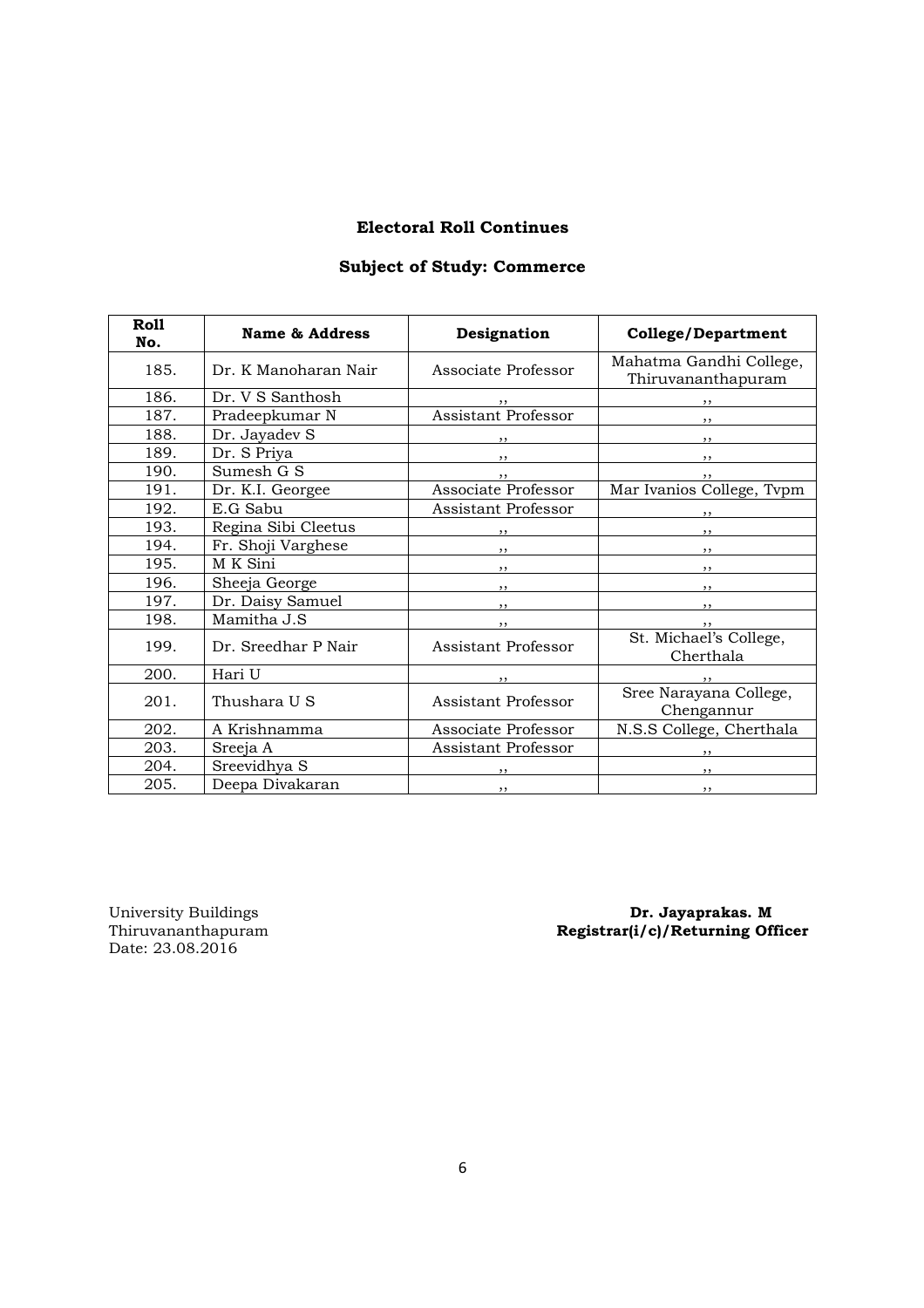**Electoral Roll Continues**

**Subject of Study: Commerce**

| Roll No. | Name & Address | Designation | College/Department |
|---|---|---|---|
| 185. | Dr. K Manoharan Nair | Associate Professor | Mahatma Gandhi College, Thiruvananthapuram |
| 186. | Dr. V S Santhosh | ,, | ,, |
| 187. | Pradeepkumar N | Assistant Professor | ,, |
| 188. | Dr. Jayadev S | ,, | ,, |
| 189. | Dr. S Priya | ,, | ,, |
| 190. | Sumesh G S | ,, | ,, |
| 191. | Dr. K.I. Georgee | Associate Professor | Mar Ivanios College, Tvpm |
| 192. | E.G Sabu | Assistant Professor | ,, |
| 193. | Regina Sibi Cleetus | ,, | ,, |
| 194. | Fr. Shoji Varghese | ,, | ,, |
| 195. | M K Sini | ,, | ,, |
| 196. | Sheeja George | ,, | ,, |
| 197. | Dr. Daisy Samuel | ,, | ,, |
| 198. | Mamitha J.S | ,, | ,, |
| 199. | Dr. Sreedhar P Nair | Assistant Professor | St. Michael's College, Cherthala |
| 200. | Hari U | ,, | ,, |
| 201. | Thushara U S | Assistant Professor | Sree Narayana College, Chengannur |
| 202. | A Krishnamma | Associate Professor | N.S.S College, Cherthala |
| 203. | Sreeja A | Assistant Professor | ,, |
| 204. | Sreevidhya S | ,, | ,, |
| 205. | Deepa Divakaran | ,, | ,, |

University Buildings
Thiruvananthapuram
Date: 23.08.2016

**Dr. Jayaprakas. M**
**Registrar(i/c)/Returning Officer**